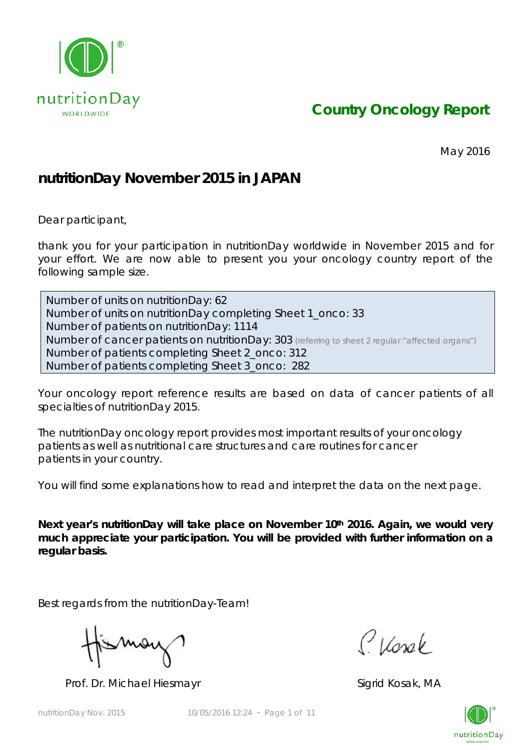nutritionDay
WORLDWIDE

# Country Oncology Report

May 2016

## nutritionDay November 2015 in JAPAN

Dear participant,

thank you for your participation in nutritionDay worldwide in November 2015 and for your effort. We are now able to present you your oncology country report of the following sample size.

Number of units on nutritionDay: 62
Number of units on nutritionDay completing Sheet 1_onco: 33
Number of patients on nutritionDay: 1114
Number of cancer patients on nutritionDay: 303 (referring to sheet 2 regular "affected organs")
Number of patients completing Sheet 2_onco: 312
Number of patients completing Sheet 3_onco: 282

Your oncology report reference results are based on data of cancer patients of all specialties of nutritionDay 2015.

The nutritionDay oncology report provides most important results of your oncology patients as well as nutritional care structures and care routines for cancer patients in your country.

You will find some explanations how to read and interpret the data on the next page.

**Next year's nutritionDay will take place on November 10th 2016. Again, we would very much appreciate your participation. You will be provided with further information on a regular basis.**

Best regards from the nutritionDay-Team!

Prof. Dr. Michael Hiesmayr

Sigrid Kosak, MA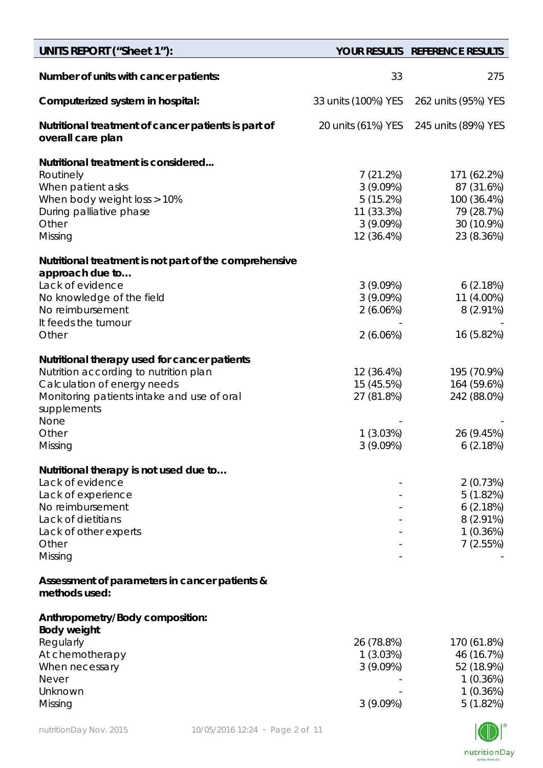| UNITS REPORT ("Sheet 1"): | YOUR RESULTS | REFERENCE RESULTS |
|---|---|---|
| **Number of units with cancer patients:** | 33 | 275 |
| **Computerized system in hospital:** | 33 units (100%) YES | 262 units (95%) YES |
| **Nutritional treatment of cancer patients is part of overall care plan** | 20 units (61%) YES | 245 units (89%) YES |
| **Nutritional treatment is considered...** | | |
| Routinely | 7 (21.2%) | 171 (62.2%) |
| When patient asks | 3 (9.09%) | 87 (31.6%) |
| When body weight loss > 10% | 5 (15.2%) | 100 (36.4%) |
| During palliative phase | 11 (33.3%) | 79 (28.7%) |
| Other | 3 (9.09%) | 30 (10.9%) |
| Missing | 12 (36.4%) | 23 (8.36%) |
| **Nutritional treatment is not part of the comprehensive approach due to…** | | |
| Lack of evidence | 3 (9.09%) | 6 (2.18%) |
| No knowledge of the field | 3 (9.09%) | 11 (4.00%) |
| No reimbursement | 2 (6.06%) | 8 (2.91%) |
| It feeds the tumour | - | - |
| Other | 2 (6.06%) | 16 (5.82%) |
| **Nutritional therapy used for cancer patients** | | |
| Nutrition according to nutrition plan | 12 (36.4%) | 195 (70.9%) |
| Calculation of energy needs | 15 (45.5%) | 164 (59.6%) |
| Monitoring patients intake and use of oral supplements | 27 (81.8%) | 242 (88.0%) |
| None | - | - |
| Other | 1 (3.03%) | 26 (9.45%) |
| Missing | 3 (9.09%) | 6 (2.18%) |
| **Nutritional therapy is not used due to…** | | |
| Lack of evidence | - | 2 (0.73%) |
| Lack of experience | - | 5 (1.82%) |
| No reimbursement | - | 6 (2.18%) |
| Lack of dietitians | - | 8 (2.91%) |
| Lack of other experts | - | 1 (0.36%) |
| Other | - | 7 (2.55%) |
| Missing | - | - |
| **Assessment of parameters in cancer patients & methods used:** | | |
| **Anthropometry/Body composition:** | | |
| **Body weight** | | |
| Regularly | 26 (78.8%) | 170 (61.8%) |
| At chemotherapy | 1 (3.03%) | 46 (16.7%) |
| When necessary | 3 (9.09%) | 52 (18.9%) |
| Never | - | 1 (0.36%) |
| Unknown | - | 1 (0.36%) |
| Missing | 3 (9.09%) | 5 (1.82%) |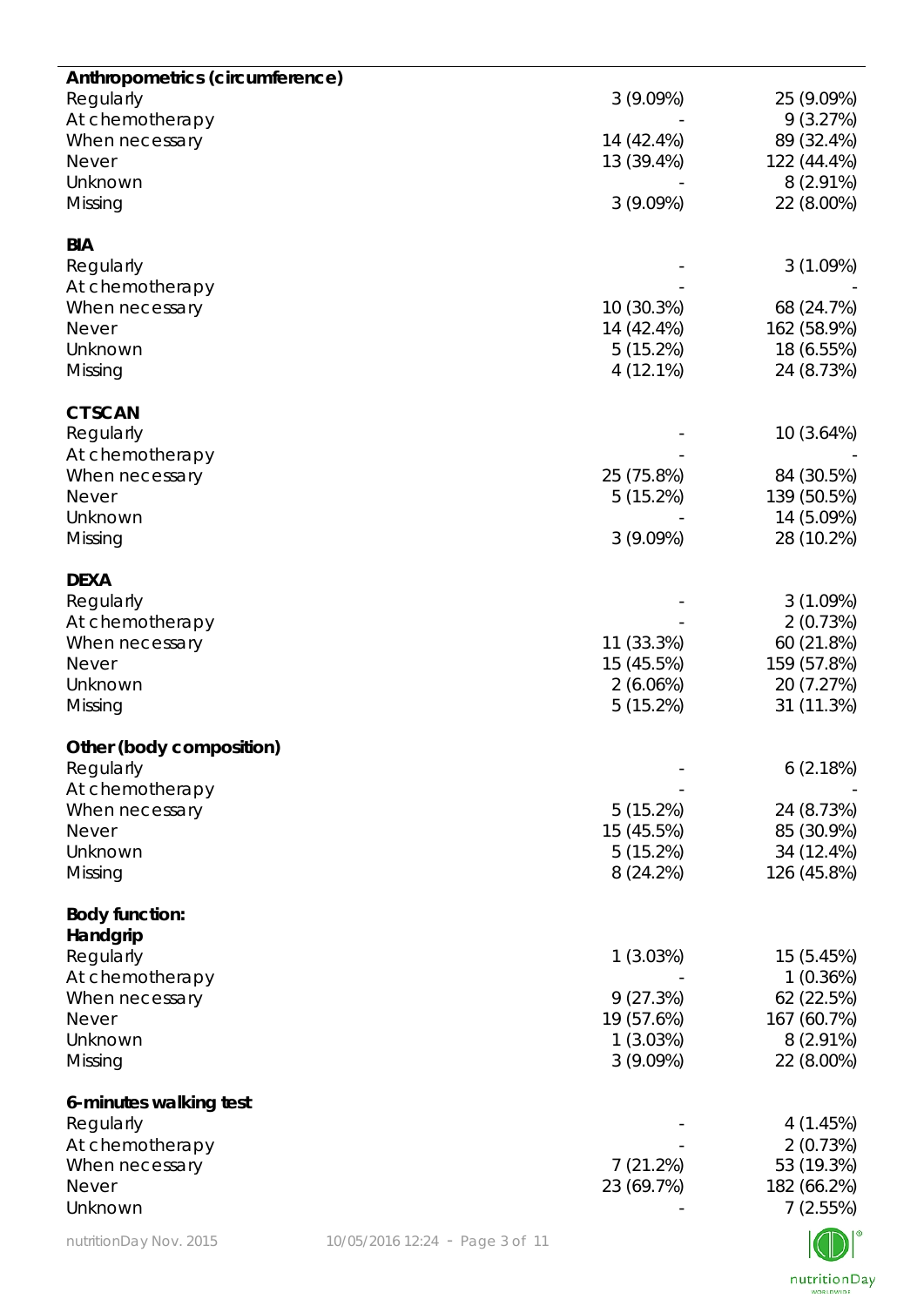| | | |
|---|---|---|
| **Anthropometrics (circumference)** | | |
| Regularly | 3 (9.09%) | 25 (9.09%) |
| At chemotherapy | - | 9 (3.27%) |
| When necessary | 14 (42.4%) | 89 (32.4%) |
| Never | 13 (39.4%) | 122 (44.4%) |
| Unknown | - | 8 (2.91%) |
| Missing | 3 (9.09%) | 22 (8.00%) |
| **BIA** | | |
| Regularly | - | 3 (1.09%) |
| At chemotherapy | - | - |
| When necessary | 10 (30.3%) | 68 (24.7%) |
| Never | 14 (42.4%) | 162 (58.9%) |
| Unknown | 5 (15.2%) | 18 (6.55%) |
| Missing | 4 (12.1%) | 24 (8.73%) |
| **CTSCAN** | | |
| Regularly | - | 10 (3.64%) |
| At chemotherapy | - | - |
| When necessary | 25 (75.8%) | 84 (30.5%) |
| Never | 5 (15.2%) | 139 (50.5%) |
| Unknown | - | 14 (5.09%) |
| Missing | 3 (9.09%) | 28 (10.2%) |
| **DEXA** | | |
| Regularly | - | 3 (1.09%) |
| At chemotherapy | - | 2 (0.73%) |
| When necessary | 11 (33.3%) | 60 (21.8%) |
| Never | 15 (45.5%) | 159 (57.8%) |
| Unknown | 2 (6.06%) | 20 (7.27%) |
| Missing | 5 (15.2%) | 31 (11.3%) |
| **Other (body composition)** | | |
| Regularly | - | 6 (2.18%) |
| At chemotherapy | - | - |
| When necessary | 5 (15.2%) | 24 (8.73%) |
| Never | 15 (45.5%) | 85 (30.9%) |
| Unknown | 5 (15.2%) | 34 (12.4%) |
| Missing | 8 (24.2%) | 126 (45.8%) |
| **Body function:** | | |
| **Handgrip** | | |
| Regularly | 1 (3.03%) | 15 (5.45%) |
| At chemotherapy | - | 1 (0.36%) |
| When necessary | 9 (27.3%) | 62 (22.5%) |
| Never | 19 (57.6%) | 167 (60.7%) |
| Unknown | 1 (3.03%) | 8 (2.91%) |
| Missing | 3 (9.09%) | 22 (8.00%) |
| **6-minutes walking test** | | |
| Regularly | - | 4 (1.45%) |
| At chemotherapy | - | 2 (0.73%) |
| When necessary | 7 (21.2%) | 53 (19.3%) |
| Never | 23 (69.7%) | 182 (66.2%) |
| Unknown | - | 7 (2.55%) |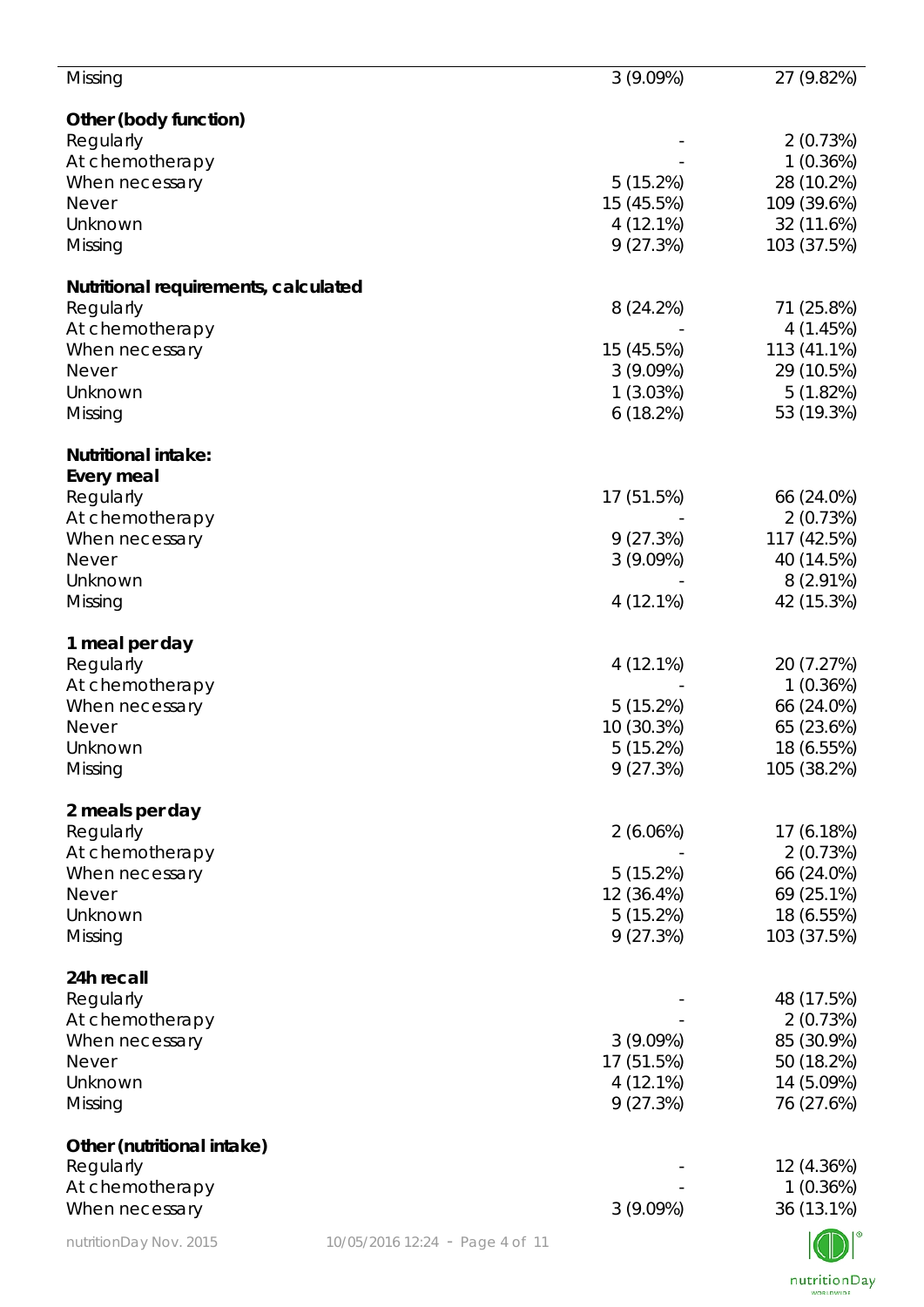| | | |
|---|---|---|
| Missing | 3 (9.09%) | 27 (9.82%) |
| **Other (body function)** | | |
| Regularly | - | 2 (0.73%) |
| At chemotherapy | - | 1 (0.36%) |
| When necessary | 5 (15.2%) | 28 (10.2%) |
| Never | 15 (45.5%) | 109 (39.6%) |
| Unknown | 4 (12.1%) | 32 (11.6%) |
| Missing | 9 (27.3%) | 103 (37.5%) |
| **Nutritional requirements, calculated** | | |
| Regularly | 8 (24.2%) | 71 (25.8%) |
| At chemotherapy | - | 4 (1.45%) |
| When necessary | 15 (45.5%) | 113 (41.1%) |
| Never | 3 (9.09%) | 29 (10.5%) |
| Unknown | 1 (3.03%) | 5 (1.82%) |
| Missing | 6 (18.2%) | 53 (19.3%) |
| **Nutritional intake:** | | |
| **Every meal** | | |
| Regularly | 17 (51.5%) | 66 (24.0%) |
| At chemotherapy | - | 2 (0.73%) |
| When necessary | 9 (27.3%) | 117 (42.5%) |
| Never | 3 (9.09%) | 40 (14.5%) |
| Unknown | - | 8 (2.91%) |
| Missing | 4 (12.1%) | 42 (15.3%) |
| **1 meal per day** | | |
| Regularly | 4 (12.1%) | 20 (7.27%) |
| At chemotherapy | - | 1 (0.36%) |
| When necessary | 5 (15.2%) | 66 (24.0%) |
| Never | 10 (30.3%) | 65 (23.6%) |
| Unknown | 5 (15.2%) | 18 (6.55%) |
| Missing | 9 (27.3%) | 105 (38.2%) |
| **2 meals per day** | | |
| Regularly | 2 (6.06%) | 17 (6.18%) |
| At chemotherapy | - | 2 (0.73%) |
| When necessary | 5 (15.2%) | 66 (24.0%) |
| Never | 12 (36.4%) | 69 (25.1%) |
| Unknown | 5 (15.2%) | 18 (6.55%) |
| Missing | 9 (27.3%) | 103 (37.5%) |
| **24h recall** | | |
| Regularly | - | 48 (17.5%) |
| At chemotherapy | - | 2 (0.73%) |
| When necessary | 3 (9.09%) | 85 (30.9%) |
| Never | 17 (51.5%) | 50 (18.2%) |
| Unknown | 4 (12.1%) | 14 (5.09%) |
| Missing | 9 (27.3%) | 76 (27.6%) |
| **Other (nutritional intake)** | | |
| Regularly | - | 12 (4.36%) |
| At chemotherapy | - | 1 (0.36%) |
| When necessary | 3 (9.09%) | 36 (13.1%) |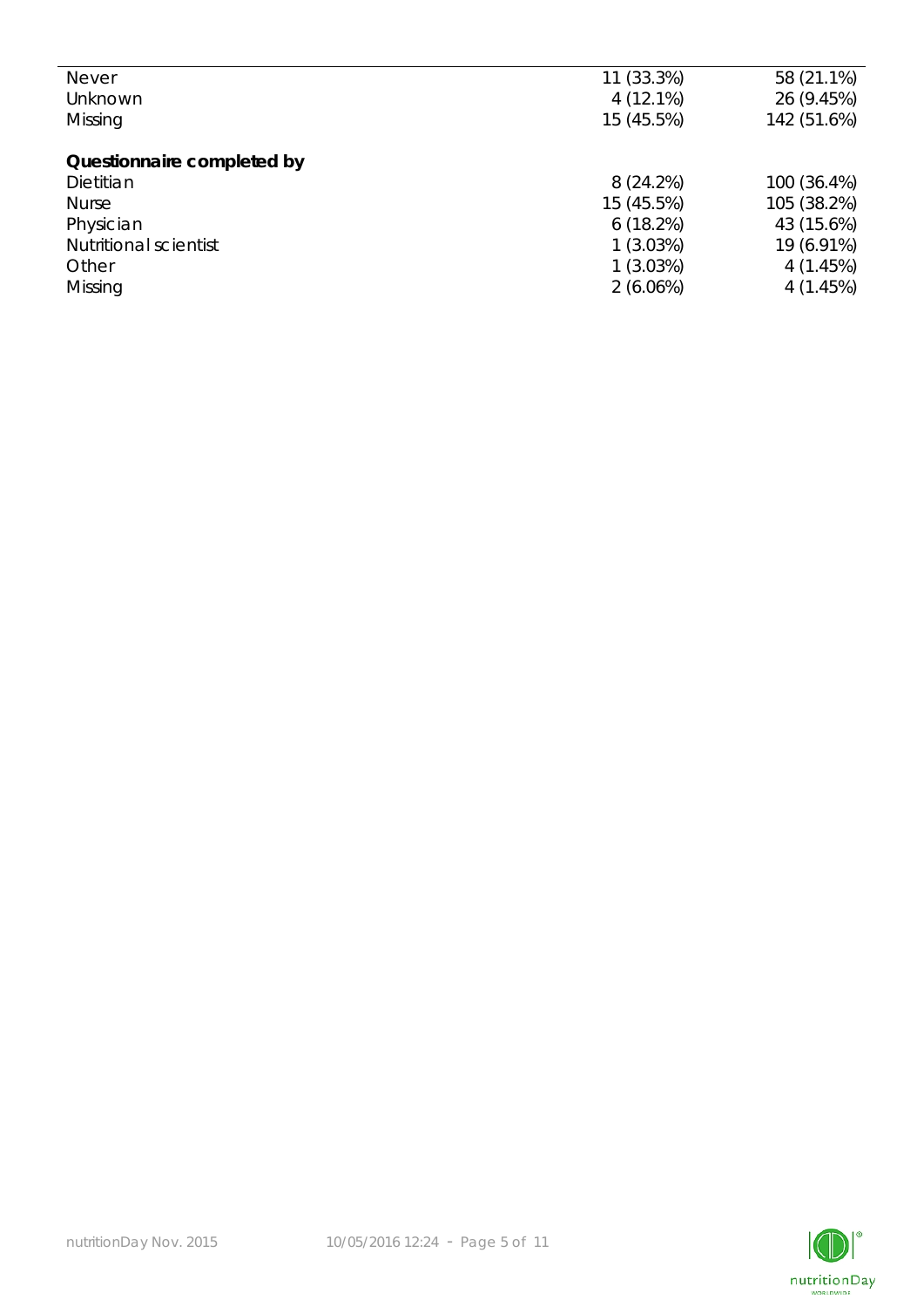| | | |
|---|---|---|
| Never | 11 (33.3%) | 58 (21.1%) |
| Unknown | 4 (12.1%) | 26 (9.45%) |
| Missing | 15 (45.5%) | 142 (51.6%) |
| | | |
| **Questionnaire completed by** | | |
| Dietitian | 8 (24.2%) | 100 (36.4%) |
| Nurse | 15 (45.5%) | 105 (38.2%) |
| Physician | 6 (18.2%) | 43 (15.6%) |
| Nutritional scientist | 1 (3.03%) | 19 (6.91%) |
| Other | 1 (3.03%) | 4 (1.45%) |
| Missing | 2 (6.06%) | 4 (1.45%) |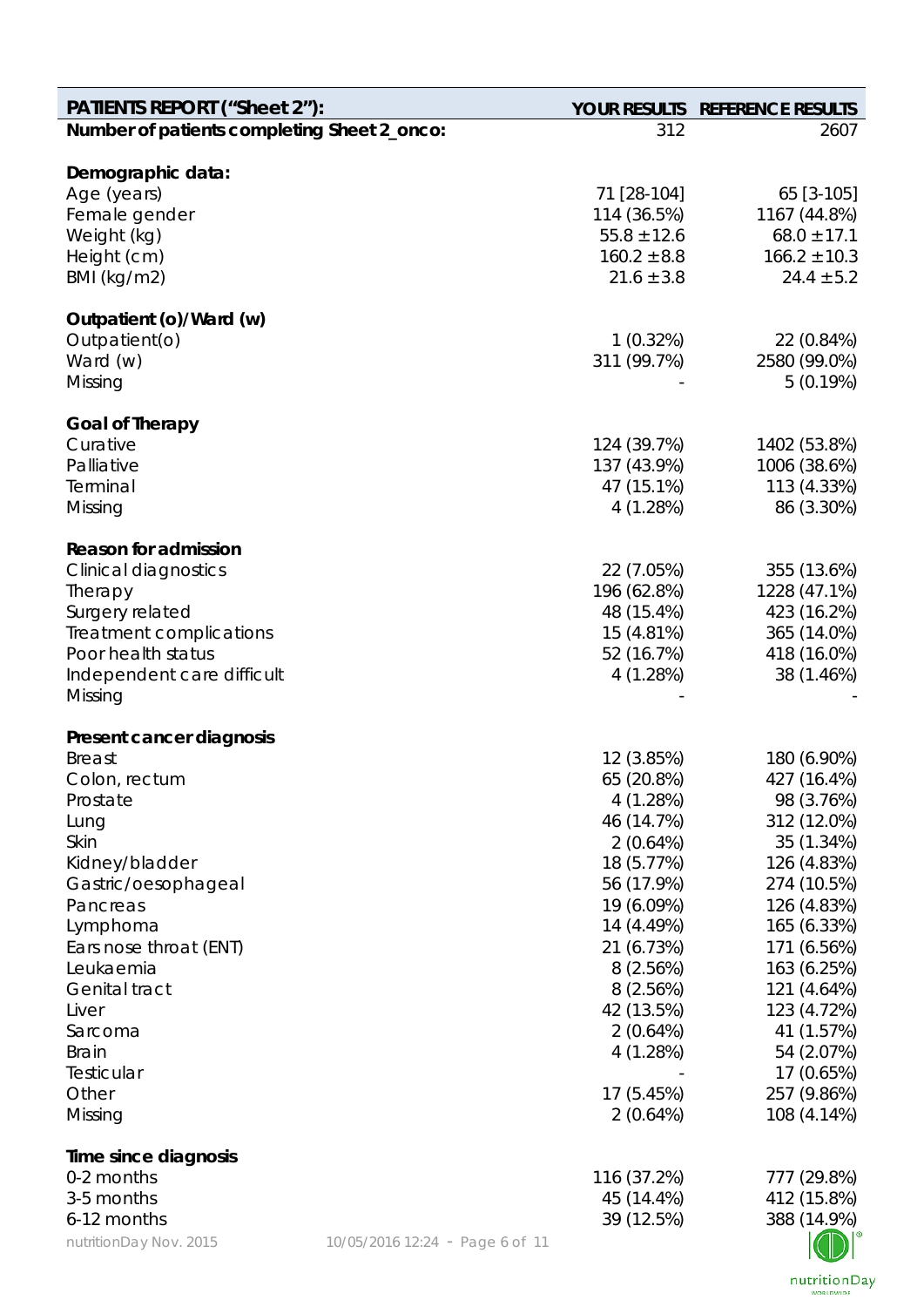| PATIENTS REPORT ("Sheet 2"): | YOUR RESULTS | REFERENCE RESULTS |
|---|---|---|
| **Number of patients completing Sheet 2_onco:** | 312 | 2607 |
| | | |
| **Demographic data:** | | |
| Age (years) | 71 [28-104] | 65 [3-105] |
| Female gender | 114 (36.5%) | 1167 (44.8%) |
| Weight (kg) | 55.8 ±12.6 | 68.0 ±17.1 |
| Height (cm) | 160.2 ±8.8 | 166.2 ±10.3 |
| BMI (kg/m2) | 21.6 ±3.8 | 24.4 ±5.2 |
| | | |
| **Outpatient (o)/Ward (w)** | | |
| Outpatient(o) | 1 (0.32%) | 22 (0.84%) |
| Ward (w) | 311 (99.7%) | 2580 (99.0%) |
| Missing | - | 5 (0.19%) |
| | | |
| **Goal of Therapy** | | |
| Curative | 124 (39.7%) | 1402 (53.8%) |
| Palliative | 137 (43.9%) | 1006 (38.6%) |
| Terminal | 47 (15.1%) | 113 (4.33%) |
| Missing | 4 (1.28%) | 86 (3.30%) |
| | | |
| **Reason for admission** | | |
| Clinical diagnostics | 22 (7.05%) | 355 (13.6%) |
| Therapy | 196 (62.8%) | 1228 (47.1%) |
| Surgery related | 48 (15.4%) | 423 (16.2%) |
| Treatment complications | 15 (4.81%) | 365 (14.0%) |
| Poor health status | 52 (16.7%) | 418 (16.0%) |
| Independent care difficult | 4 (1.28%) | 38 (1.46%) |
| Missing | - | - |
| | | |
| **Present cancer diagnosis** | | |
| Breast | 12 (3.85%) | 180 (6.90%) |
| Colon, rectum | 65 (20.8%) | 427 (16.4%) |
| Prostate | 4 (1.28%) | 98 (3.76%) |
| Lung | 46 (14.7%) | 312 (12.0%) |
| Skin | 2 (0.64%) | 35 (1.34%) |
| Kidney/bladder | 18 (5.77%) | 126 (4.83%) |
| Gastric/oesophageal | 56 (17.9%) | 274 (10.5%) |
| Pancreas | 19 (6.09%) | 126 (4.83%) |
| Lymphoma | 14 (4.49%) | 165 (6.33%) |
| Ears nose throat (ENT) | 21 (6.73%) | 171 (6.56%) |
| Leukaemia | 8 (2.56%) | 163 (6.25%) |
| Genital tract | 8 (2.56%) | 121 (4.64%) |
| Liver | 42 (13.5%) | 123 (4.72%) |
| Sarcoma | 2 (0.64%) | 41 (1.57%) |
| Brain | 4 (1.28%) | 54 (2.07%) |
| Testicular | - | 17 (0.65%) |
| Other | 17 (5.45%) | 257 (9.86%) |
| Missing | 2 (0.64%) | 108 (4.14%) |
| | | |
| **Time since diagnosis** | | |
| 0-2 months | 116 (37.2%) | 777 (29.8%) |
| 3-5 months | 45 (14.4%) | 412 (15.8%) |
| 6-12 months | 39 (12.5%) | 388 (14.9%) |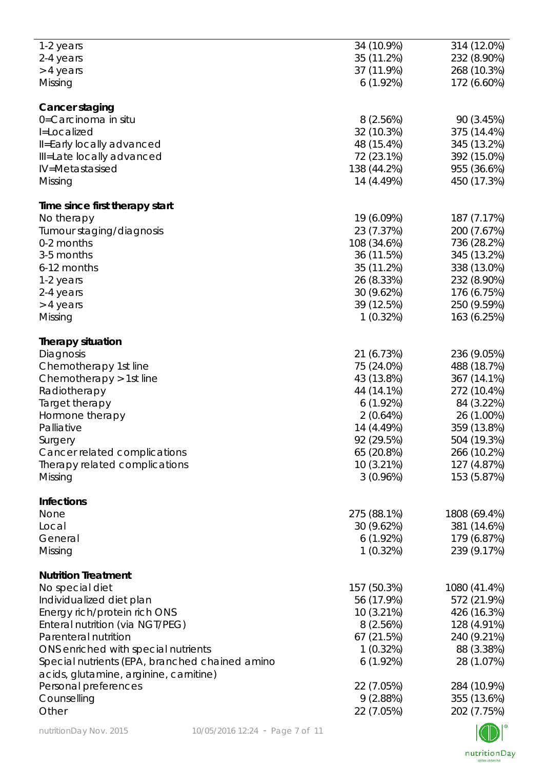| | | |
|---|---|---|
| 1-2 years | 34 (10.9%) | 314 (12.0%) |
| 2-4 years | 35 (11.2%) | 232 (8.90%) |
| > 4 years | 37 (11.9%) | 268 (10.3%) |
| Missing | 6 (1.92%) | 172 (6.60%) |
| | | |
| **Cancer staging** | | |
| 0=Carcinoma in situ | 8 (2.56%) | 90 (3.45%) |
| I=Localized | 32 (10.3%) | 375 (14.4%) |
| II=Early locally advanced | 48 (15.4%) | 345 (13.2%) |
| III=Late locally advanced | 72 (23.1%) | 392 (15.0%) |
| IV=Metastasised | 138 (44.2%) | 955 (36.6%) |
| Missing | 14 (4.49%) | 450 (17.3%) |
| | | |
| **Time since first therapy start** | | |
| No therapy | 19 (6.09%) | 187 (7.17%) |
| Tumour staging/diagnosis | 23 (7.37%) | 200 (7.67%) |
| 0-2 months | 108 (34.6%) | 736 (28.2%) |
| 3-5 months | 36 (11.5%) | 345 (13.2%) |
| 6-12 months | 35 (11.2%) | 338 (13.0%) |
| 1-2 years | 26 (8.33%) | 232 (8.90%) |
| 2-4 years | 30 (9.62%) | 176 (6.75%) |
| > 4 years | 39 (12.5%) | 250 (9.59%) |
| Missing | 1 (0.32%) | 163 (6.25%) |
| | | |
| **Therapy situation** | | |
| Diagnosis | 21 (6.73%) | 236 (9.05%) |
| Chemotherapy 1st line | 75 (24.0%) | 488 (18.7%) |
| Chemotherapy > 1st line | 43 (13.8%) | 367 (14.1%) |
| Radiotherapy | 44 (14.1%) | 272 (10.4%) |
| Target therapy | 6 (1.92%) | 84 (3.22%) |
| Hormone therapy | 2 (0.64%) | 26 (1.00%) |
| Palliative | 14 (4.49%) | 359 (13.8%) |
| Surgery | 92 (29.5%) | 504 (19.3%) |
| Cancer related complications | 65 (20.8%) | 266 (10.2%) |
| Therapy related complications | 10 (3.21%) | 127 (4.87%) |
| Missing | 3 (0.96%) | 153 (5.87%) |
| | | |
| **Infections** | | |
| None | 275 (88.1%) | 1808 (69.4%) |
| Local | 30 (9.62%) | 381 (14.6%) |
| General | 6 (1.92%) | 179 (6.87%) |
| Missing | 1 (0.32%) | 239 (9.17%) |
| | | |
| **Nutrition Treatment** | | |
| No special diet | 157 (50.3%) | 1080 (41.4%) |
| Individualized diet plan | 56 (17.9%) | 572 (21.9%) |
| Energy rich/protein rich ONS | 10 (3.21%) | 426 (16.3%) |
| Enteral nutrition (via NGT/PEG) | 8 (2.56%) | 128 (4.91%) |
| Parenteral nutrition | 67 (21.5%) | 240 (9.21%) |
| ONS enriched with special nutrients | 1 (0.32%) | 88 (3.38%) |
| Special nutrients (EPA, branched chained amino acids, glutamine, arginine, carnitine) | 6 (1.92%) | 28 (1.07%) |
| Personal preferences | 22 (7.05%) | 284 (10.9%) |
| Counselling | 9 (2.88%) | 355 (13.6%) |
| Other | 22 (7.05%) | 202 (7.75%) |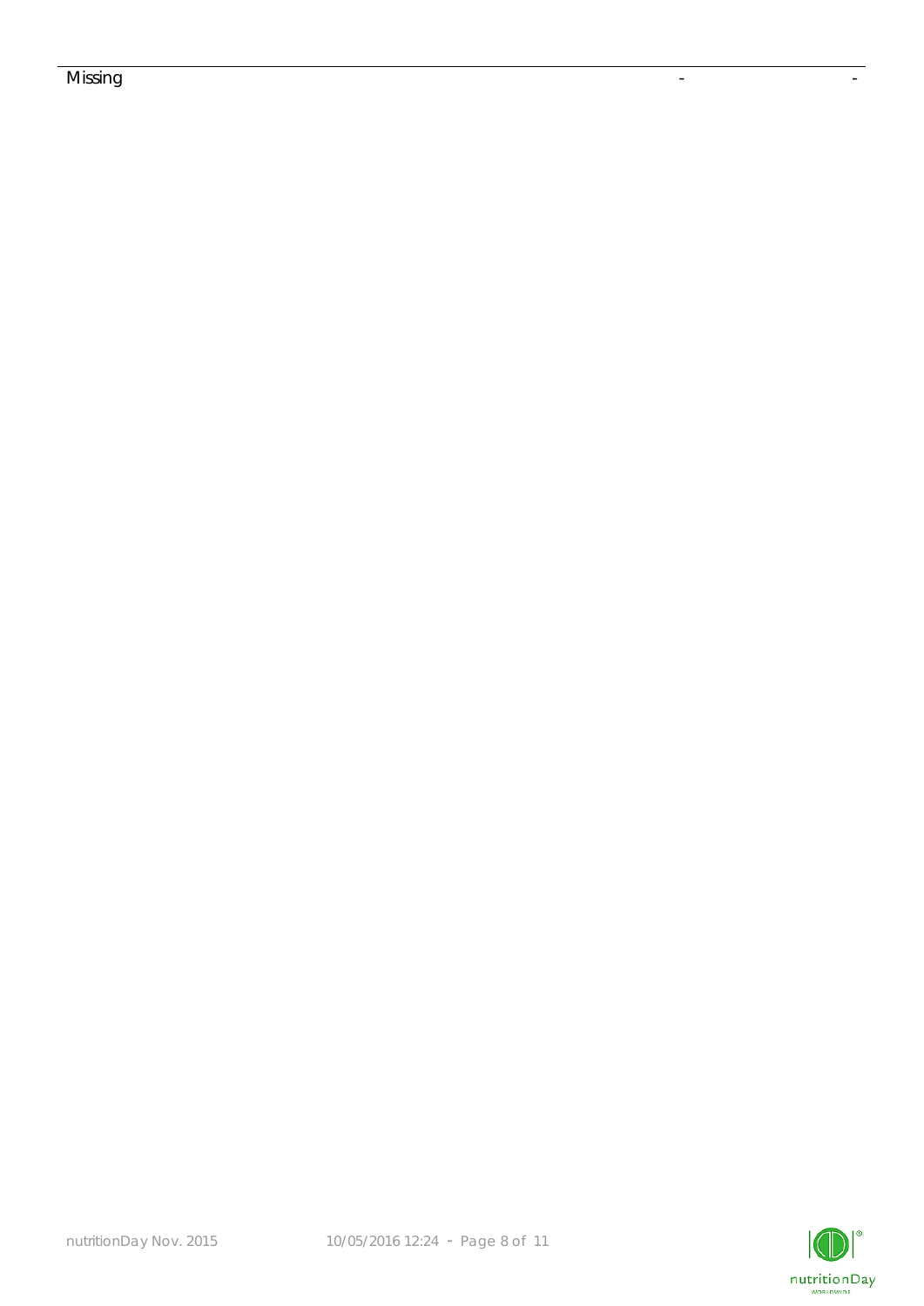| Missing | - | - |
|---|---|---|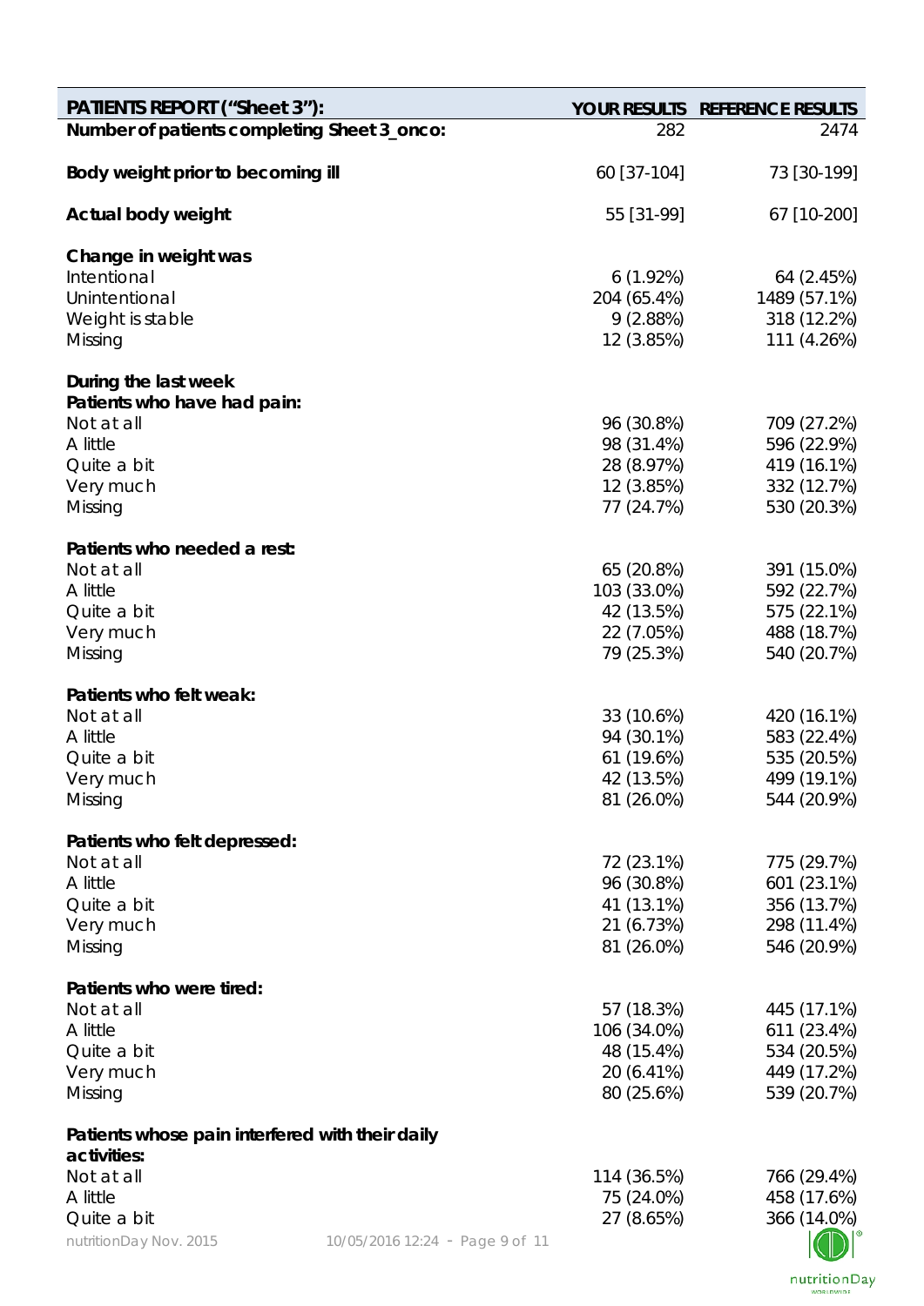| PATIENTS REPORT ("Sheet 3"): | YOUR RESULTS | REFERENCE RESULTS |
|---|---|---|
| **Number of patients completing Sheet 3_onco:** | 282 | 2474 |
| **Body weight prior to becoming ill** | 60 [37-104] | 73 [30-199] |
| **Actual body weight** | 55 [31-99] | 67 [10-200] |
| **Change in weight was** | | |
| Intentional | 6 (1.92%) | 64 (2.45%) |
| Unintentional | 204 (65.4%) | 1489 (57.1%) |
| Weight is stable | 9 (2.88%) | 318 (12.2%) |
| Missing | 12 (3.85%) | 111 (4.26%) |
| **During the last week** | | |
| **Patients who have had pain:** | | |
| Not at all | 96 (30.8%) | 709 (27.2%) |
| A little | 98 (31.4%) | 596 (22.9%) |
| Quite a bit | 28 (8.97%) | 419 (16.1%) |
| Very much | 12 (3.85%) | 332 (12.7%) |
| Missing | 77 (24.7%) | 530 (20.3%) |
| **Patients who needed a rest:** | | |
| Not at all | 65 (20.8%) | 391 (15.0%) |
| A little | 103 (33.0%) | 592 (22.7%) |
| Quite a bit | 42 (13.5%) | 575 (22.1%) |
| Very much | 22 (7.05%) | 488 (18.7%) |
| Missing | 79 (25.3%) | 540 (20.7%) |
| **Patients who felt weak:** | | |
| Not at all | 33 (10.6%) | 420 (16.1%) |
| A little | 94 (30.1%) | 583 (22.4%) |
| Quite a bit | 61 (19.6%) | 535 (20.5%) |
| Very much | 42 (13.5%) | 499 (19.1%) |
| Missing | 81 (26.0%) | 544 (20.9%) |
| **Patients who felt depressed:** | | |
| Not at all | 72 (23.1%) | 775 (29.7%) |
| A little | 96 (30.8%) | 601 (23.1%) |
| Quite a bit | 41 (13.1%) | 356 (13.7%) |
| Very much | 21 (6.73%) | 298 (11.4%) |
| Missing | 81 (26.0%) | 546 (20.9%) |
| **Patients who were tired:** | | |
| Not at all | 57 (18.3%) | 445 (17.1%) |
| A little | 106 (34.0%) | 611 (23.4%) |
| Quite a bit | 48 (15.4%) | 534 (20.5%) |
| Very much | 20 (6.41%) | 449 (17.2%) |
| Missing | 80 (25.6%) | 539 (20.7%) |
| **Patients whose pain interfered with their daily activities:** | | |
| Not at all | 114 (36.5%) | 766 (29.4%) |
| A little | 75 (24.0%) | 458 (17.6%) |
| Quite a bit | 27 (8.65%) | 366 (14.0%) |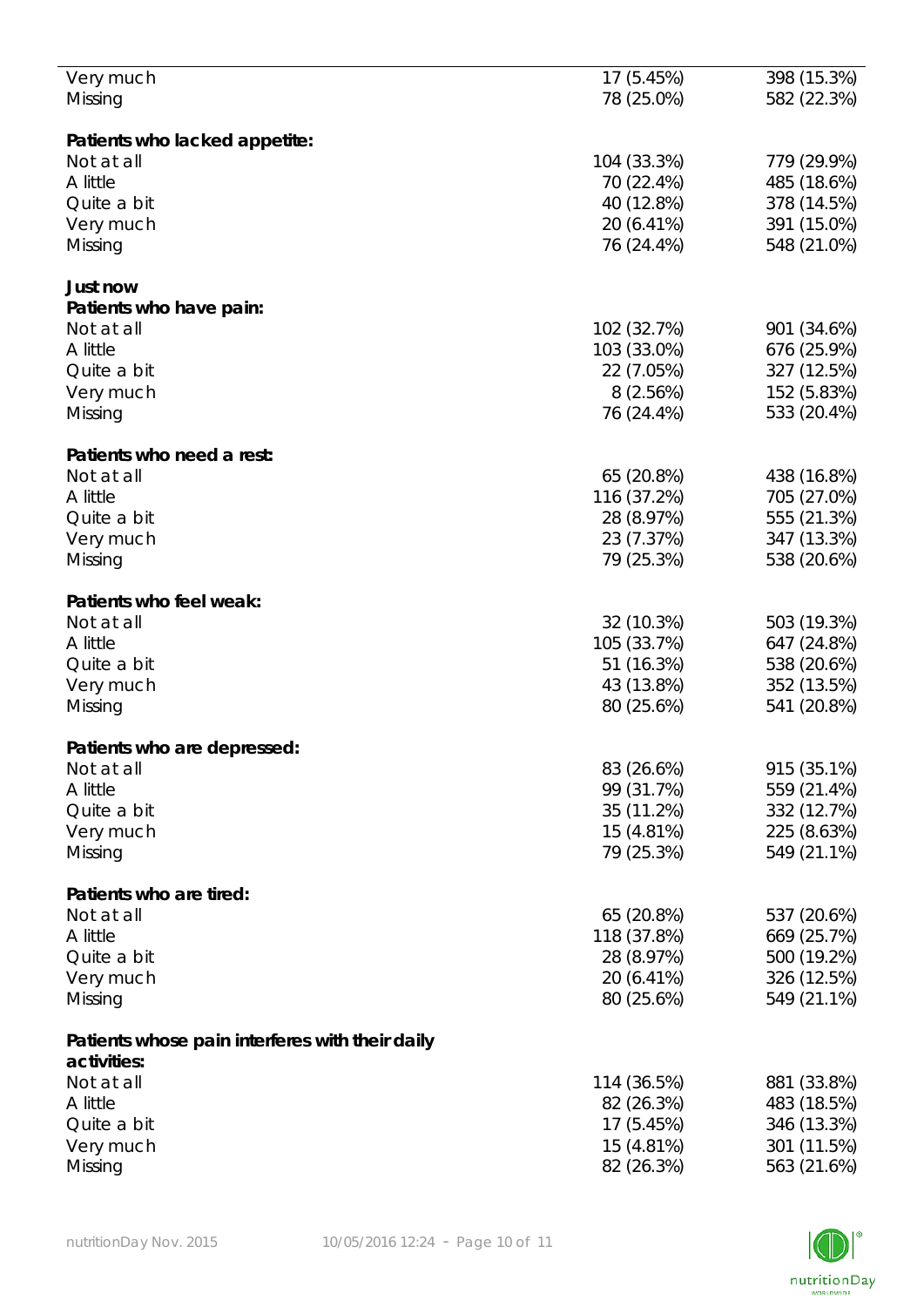| | | |
|---|---|---|
| Very much | 17 (5.45%) | 398 (15.3%) |
| Missing | 78 (25.0%) | 582 (22.3%) |
| | | |
| **Patients who lacked appetite:** | | |
| Not at all | 104 (33.3%) | 779 (29.9%) |
| A little | 70 (22.4%) | 485 (18.6%) |
| Quite a bit | 40 (12.8%) | 378 (14.5%) |
| Very much | 20 (6.41%) | 391 (15.0%) |
| Missing | 76 (24.4%) | 548 (21.0%) |
| | | |
| **Just now** | | |
| **Patients who have pain:** | | |
| Not at all | 102 (32.7%) | 901 (34.6%) |
| A little | 103 (33.0%) | 676 (25.9%) |
| Quite a bit | 22 (7.05%) | 327 (12.5%) |
| Very much | 8 (2.56%) | 152 (5.83%) |
| Missing | 76 (24.4%) | 533 (20.4%) |
| | | |
| **Patients who need a rest:** | | |
| Not at all | 65 (20.8%) | 438 (16.8%) |
| A little | 116 (37.2%) | 705 (27.0%) |
| Quite a bit | 28 (8.97%) | 555 (21.3%) |
| Very much | 23 (7.37%) | 347 (13.3%) |
| Missing | 79 (25.3%) | 538 (20.6%) |
| | | |
| **Patients who feel weak:** | | |
| Not at all | 32 (10.3%) | 503 (19.3%) |
| A little | 105 (33.7%) | 647 (24.8%) |
| Quite a bit | 51 (16.3%) | 538 (20.6%) |
| Very much | 43 (13.8%) | 352 (13.5%) |
| Missing | 80 (25.6%) | 541 (20.8%) |
| | | |
| **Patients who are depressed:** | | |
| Not at all | 83 (26.6%) | 915 (35.1%) |
| A little | 99 (31.7%) | 559 (21.4%) |
| Quite a bit | 35 (11.2%) | 332 (12.7%) |
| Very much | 15 (4.81%) | 225 (8.63%) |
| Missing | 79 (25.3%) | 549 (21.1%) |
| | | |
| **Patients who are tired:** | | |
| Not at all | 65 (20.8%) | 537 (20.6%) |
| A little | 118 (37.8%) | 669 (25.7%) |
| Quite a bit | 28 (8.97%) | 500 (19.2%) |
| Very much | 20 (6.41%) | 326 (12.5%) |
| Missing | 80 (25.6%) | 549 (21.1%) |
| | | |
| **Patients whose pain interferes with their daily activities:** | | |
| Not at all | 114 (36.5%) | 881 (33.8%) |
| A little | 82 (26.3%) | 483 (18.5%) |
| Quite a bit | 17 (5.45%) | 346 (13.3%) |
| Very much | 15 (4.81%) | 301 (11.5%) |
| Missing | 82 (26.3%) | 563 (21.6%) |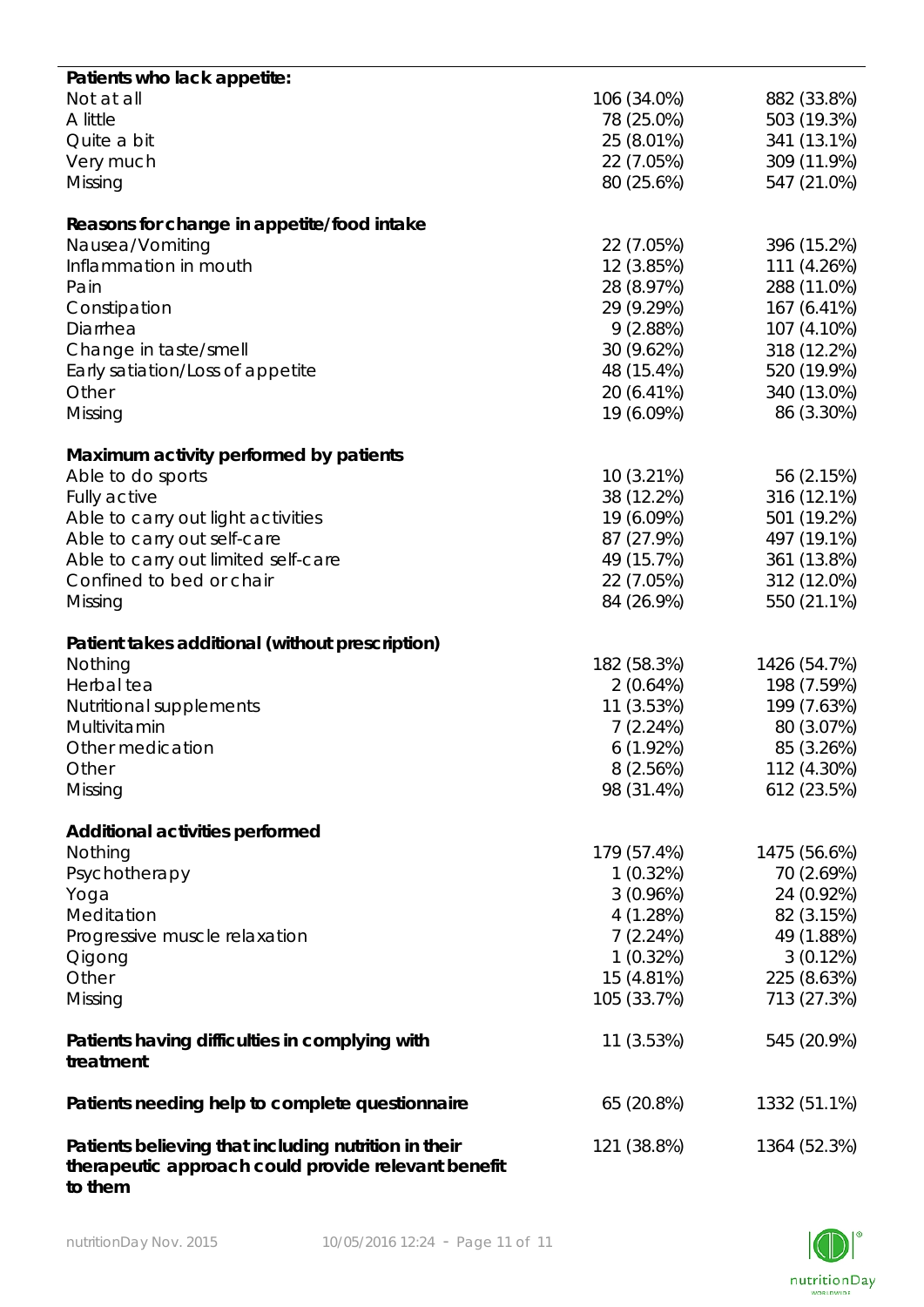| | | |
|---|---|---|
| **Patients who lack appetite:** | | |
| Not at all | 106 (34.0%) | 882 (33.8%) |
| A little | 78 (25.0%) | 503 (19.3%) |
| Quite a bit | 25 (8.01%) | 341 (13.1%) |
| Very much | 22 (7.05%) | 309 (11.9%) |
| Missing | 80 (25.6%) | 547 (21.0%) |
| **Reasons for change in appetite/food intake** | | |
| Nausea/Vomiting | 22 (7.05%) | 396 (15.2%) |
| Inflammation in mouth | 12 (3.85%) | 111 (4.26%) |
| Pain | 28 (8.97%) | 288 (11.0%) |
| Constipation | 29 (9.29%) | 167 (6.41%) |
| Diarrhea | 9 (2.88%) | 107 (4.10%) |
| Change in taste/smell | 30 (9.62%) | 318 (12.2%) |
| Early satiation/Loss of appetite | 48 (15.4%) | 520 (19.9%) |
| Other | 20 (6.41%) | 340 (13.0%) |
| Missing | 19 (6.09%) | 86 (3.30%) |
| **Maximum activity performed by patients** | | |
| Able to do sports | 10 (3.21%) | 56 (2.15%) |
| Fully active | 38 (12.2%) | 316 (12.1%) |
| Able to carry out light activities | 19 (6.09%) | 501 (19.2%) |
| Able to carry out self-care | 87 (27.9%) | 497 (19.1%) |
| Able to carry out limited self-care | 49 (15.7%) | 361 (13.8%) |
| Confined to bed or chair | 22 (7.05%) | 312 (12.0%) |
| Missing | 84 (26.9%) | 550 (21.1%) |
| **Patient takes additional (without prescription)** | | |
| Nothing | 182 (58.3%) | 1426 (54.7%) |
| Herbal tea | 2 (0.64%) | 198 (7.59%) |
| Nutritional supplements | 11 (3.53%) | 199 (7.63%) |
| Multivitamin | 7 (2.24%) | 80 (3.07%) |
| Other medication | 6 (1.92%) | 85 (3.26%) |
| Other | 8 (2.56%) | 112 (4.30%) |
| Missing | 98 (31.4%) | 612 (23.5%) |
| **Additional activities performed** | | |
| Nothing | 179 (57.4%) | 1475 (56.6%) |
| Psychotherapy | 1 (0.32%) | 70 (2.69%) |
| Yoga | 3 (0.96%) | 24 (0.92%) |
| Meditation | 4 (1.28%) | 82 (3.15%) |
| Progressive muscle relaxation | 7 (2.24%) | 49 (1.88%) |
| Qigong | 1 (0.32%) | 3 (0.12%) |
| Other | 15 (4.81%) | 225 (8.63%) |
| Missing | 105 (33.7%) | 713 (27.3%) |
| **Patients having difficulties in complying with treatment** | 11 (3.53%) | 545 (20.9%) |
| **Patients needing help to complete questionnaire** | 65 (20.8%) | 1332 (51.1%) |
| **Patients believing that including nutrition in their therapeutic approach could provide relevant benefit to them** | 121 (38.8%) | 1364 (52.3%) |